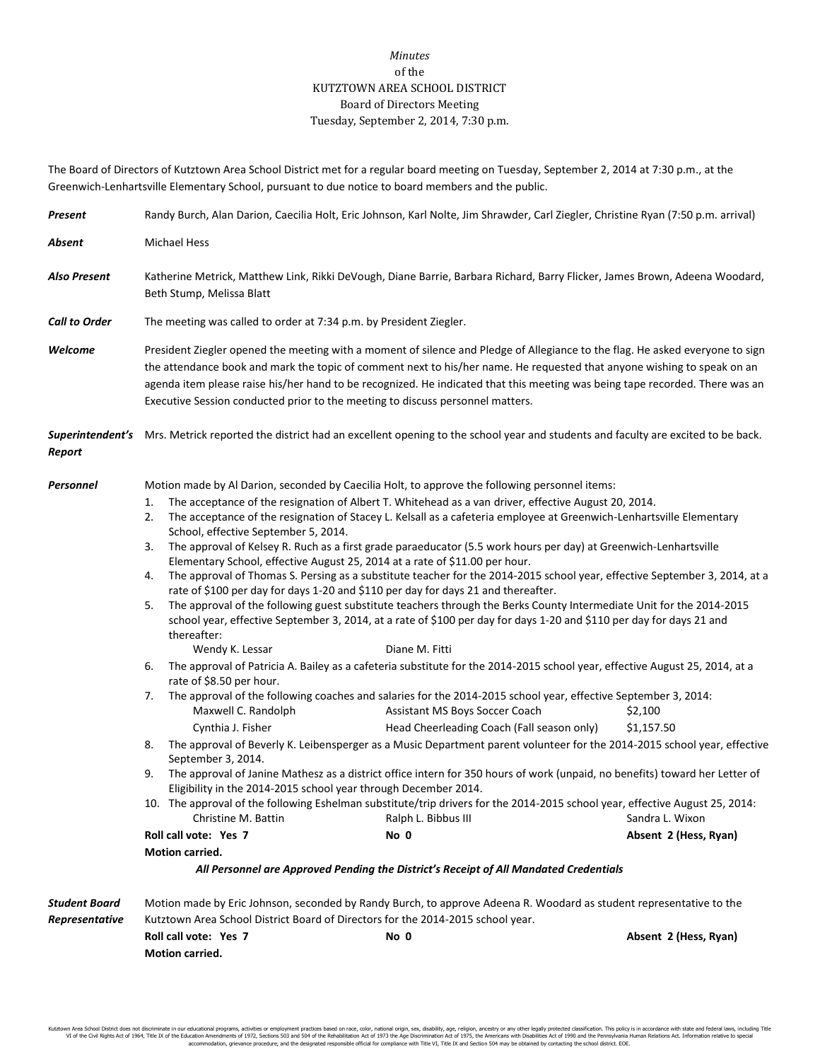*Minutes*
of the
KUTZTOWN AREA SCHOOL DISTRICT
Board of Directors Meeting
Tuesday, September 2, 2014, 7:30 p.m.

The Board of Directors of Kutztown Area School District met for a regular board meeting on Tuesday, September 2, 2014 at 7:30 p.m., at the Greenwich-Lenhartsville Elementary School, pursuant to due notice to board members and the public.

***Present*** Randy Burch, Alan Darion, Caecilia Holt, Eric Johnson, Karl Nolte, Jim Shrawder, Carl Ziegler, Christine Ryan (7:50 p.m. arrival)

***Absent*** Michael Hess

***Also Present*** Katherine Metrick, Matthew Link, Rikki DeVough, Diane Barrie, Barbara Richard, Barry Flicker, James Brown, Adeena Woodard, Beth Stump, Melissa Blatt

***Call to Order*** The meeting was called to order at 7:34 p.m. by President Ziegler.

***Welcome*** President Ziegler opened the meeting with a moment of silence and Pledge of Allegiance to the flag. He asked everyone to sign the attendance book and mark the topic of comment next to his/her name. He requested that anyone wishing to speak on an agenda item please raise his/her hand to be recognized. He indicated that this meeting was being tape recorded. There was an Executive Session conducted prior to the meeting to discuss personnel matters.

***Superintendent's Report*** Mrs. Metrick reported the district had an excellent opening to the school year and students and faculty are excited to be back.

***Personnel*** Motion made by Al Darion, seconded by Caecilia Holt, to approve the following personnel items:

1. The acceptance of the resignation of Albert T. Whitehead as a van driver, effective August 20, 2014.
2. The acceptance of the resignation of Stacey L. Kelsall as a cafeteria employee at Greenwich-Lenhartsville Elementary School, effective September 5, 2014.
3. The approval of Kelsey R. Ruch as a first grade paraeducator (5.5 work hours per day) at Greenwich-Lenhartsville Elementary School, effective August 25, 2014 at a rate of $11.00 per hour.
4. The approval of Thomas S. Persing as a substitute teacher for the 2014-2015 school year, effective September 3, 2014, at a rate of $100 per day for days 1-20 and $110 per day for days 21 and thereafter.
5. The approval of the following guest substitute teachers through the Berks County Intermediate Unit for the 2014-2015 school year, effective September 3, 2014, at a rate of $100 per day for days 1-20 and $110 per day for days 21 and thereafter:
   Wendy K. Lessar    Diane M. Fitti
6. The approval of Patricia A. Bailey as a cafeteria substitute for the 2014-2015 school year, effective August 25, 2014, at a rate of $8.50 per hour.
7. The approval of the following coaches and salaries for the 2014-2015 school year, effective September 3, 2014:

| | | |
|---|---|---|
| Maxwell C. Randolph | Assistant MS Boys Soccer Coach | $2,100 |
| Cynthia J. Fisher | Head Cheerleading Coach (Fall season only) | $1,157.50 |

8. The approval of Beverly K. Leibensperger as a Music Department parent volunteer for the 2014-2015 school year, effective September 3, 2014.
9. The approval of Janine Mathesz as a district office intern for 350 hours of work (unpaid, no benefits) toward her Letter of Eligibility in the 2014-2015 school year through December 2014.
10. The approval of the following Eshelman substitute/trip drivers for the 2014-2015 school year, effective August 25, 2014:
    Christine M. Battin    Ralph L. Bibbus III    Sandra L. Wixon

**Roll call vote: Yes 7**    **No 0**    **Absent 2 (Hess, Ryan)**
**Motion carried.**

***All Personnel are Approved Pending the District's Receipt of All Mandated Credentials***

***Student Board Representative*** Motion made by Eric Johnson, seconded by Randy Burch, to approve Adeena R. Woodard as student representative to the Kutztown Area School District Board of Directors for the 2014-2015 school year.

**Roll call vote: Yes 7**    **No 0**    **Absent 2 (Hess, Ryan)**
**Motion carried.**

Kutztown Area School District does not discriminate in our educational programs, activities or employment practices based on race, color, national origin, sex, disability, age, religion, ancestry or any other legally protected classification. This policy is in accordance with state and federal laws, including Title VI of the Civil Rights Act of 1964, Title IX of the Education Amendments of 1972, Sections 503 and 504 of the Rehabilitation Act of 1973 the Age Discrimination Act of 1975, the Americans with Disabilities Act of 1990 and the Pennsylvania Human Relations Act. Information relative to special accommodation, grievance procedure, and the designated responsible official for compliance with Title VI, Title IX and Section 504 may be obtained by contacting the school district. EOE.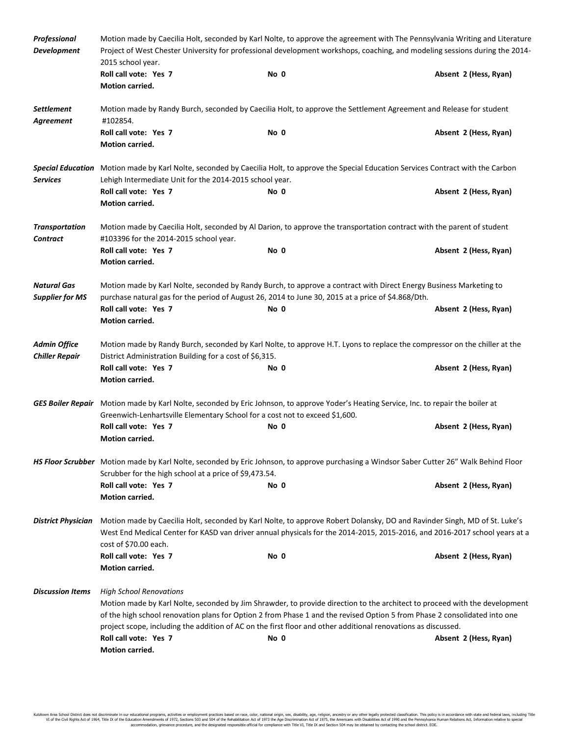***Professional Development***

Motion made by Caecilia Holt, seconded by Karl Nolte, to approve the agreement with The Pennsylvania Writing and Literature Project of West Chester University for professional development workshops, coaching, and modeling sessions during the 2014-2015 school year.

**Roll call vote: Yes 7** **No 0** **Absent 2 (Hess, Ryan)**
**Motion carried.**

***Settlement Agreement***

Motion made by Randy Burch, seconded by Caecilia Holt, to approve the Settlement Agreement and Release for student #102854.

**Roll call vote: Yes 7** **No 0** **Absent 2 (Hess, Ryan)**
**Motion carried.**

***Special Education Services***

Motion made by Karl Nolte, seconded by Caecilia Holt, to approve the Special Education Services Contract with the Carbon Lehigh Intermediate Unit for the 2014-2015 school year.

**Roll call vote: Yes 7** **No 0** **Absent 2 (Hess, Ryan)**
**Motion carried.**

***Transportation Contract***

Motion made by Caecilia Holt, seconded by Al Darion, to approve the transportation contract with the parent of student #103396 for the 2014-2015 school year.

**Roll call vote: Yes 7** **No 0** **Absent 2 (Hess, Ryan)**
**Motion carried.**

***Natural Gas Supplier for MS***

Motion made by Karl Nolte, seconded by Randy Burch, to approve a contract with Direct Energy Business Marketing to purchase natural gas for the period of August 26, 2014 to June 30, 2015 at a price of $4.868/Dth.

**Roll call vote: Yes 7** **No 0** **Absent 2 (Hess, Ryan)**
**Motion carried.**

***Admin Office Chiller Repair***

Motion made by Randy Burch, seconded by Karl Nolte, to approve H.T. Lyons to replace the compressor on the chiller at the District Administration Building for a cost of $6,315.

**Roll call vote: Yes 7** **No 0** **Absent 2 (Hess, Ryan)**
**Motion carried.**

***GES Boiler Repair***

Motion made by Karl Nolte, seconded by Eric Johnson, to approve Yoder's Heating Service, Inc. to repair the boiler at Greenwich-Lenhartsville Elementary School for a cost not to exceed $1,600.

**Roll call vote: Yes 7** **No 0** **Absent 2 (Hess, Ryan)**
**Motion carried.**

***HS Floor Scrubber***

Motion made by Karl Nolte, seconded by Eric Johnson, to approve purchasing a Windsor Saber Cutter 26" Walk Behind Floor Scrubber for the high school at a price of $9,473.54.

**Roll call vote: Yes 7** **No 0** **Absent 2 (Hess, Ryan)**
**Motion carried.**

***District Physician***

Motion made by Caecilia Holt, seconded by Karl Nolte, to approve Robert Dolansky, DO and Ravinder Singh, MD of St. Luke's West End Medical Center for KASD van driver annual physicals for the 2014-2015, 2015-2016, and 2016-2017 school years at a cost of $70.00 each.

**Roll call vote: Yes 7** **No 0** **Absent 2 (Hess, Ryan)**
**Motion carried.**

***Discussion Items***

*High School Renovations*

Motion made by Karl Nolte, seconded by Jim Shrawder, to provide direction to the architect to proceed with the development of the high school renovation plans for Option 2 from Phase 1 and the revised Option 5 from Phase 2 consolidated into one project scope, including the addition of AC on the first floor and other additional renovations as discussed.

**Roll call vote: Yes 7** **No 0** **Absent 2 (Hess, Ryan)**
**Motion carried.**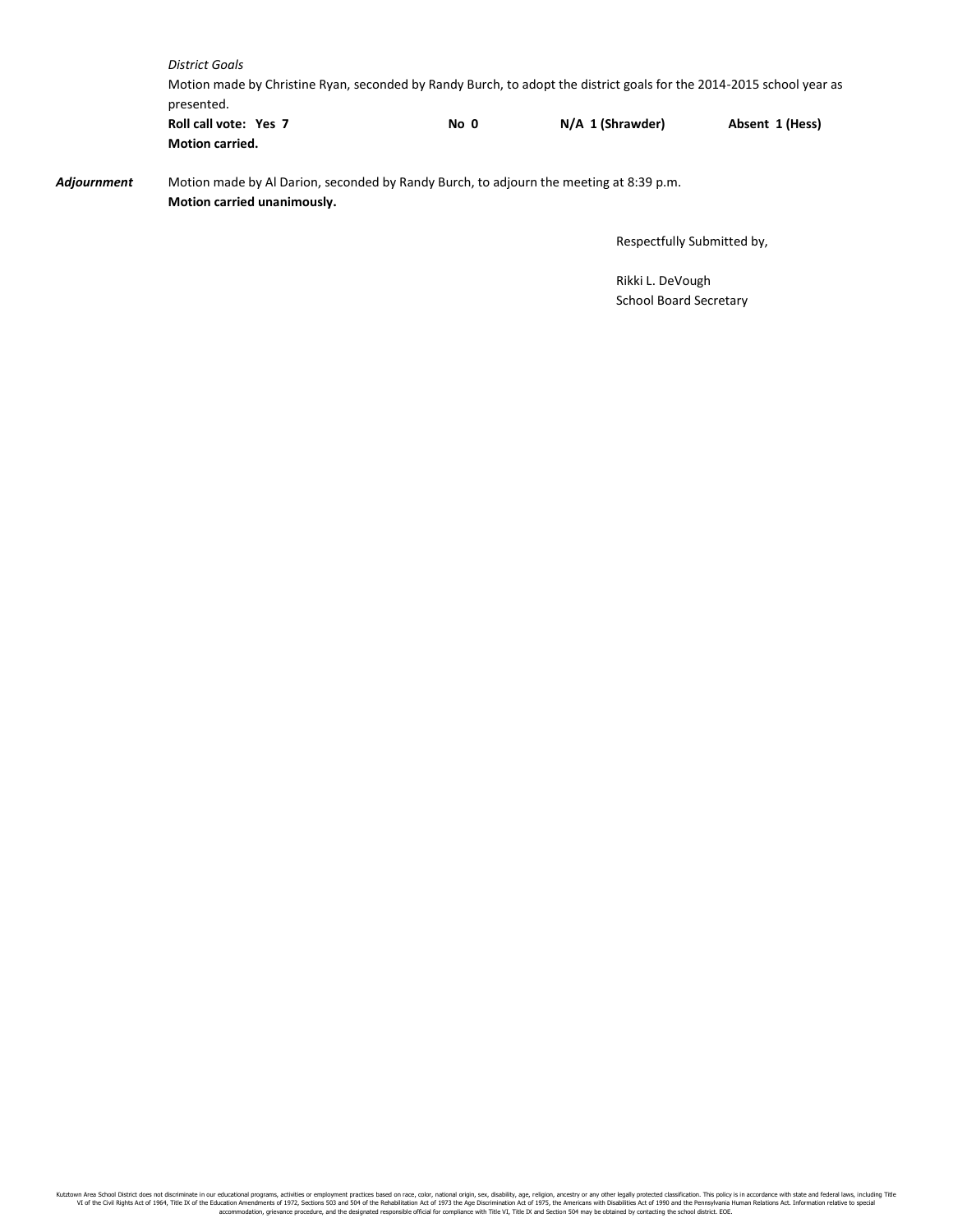*District Goals*

Motion made by Christine Ryan, seconded by Randy Burch, to adopt the district goals for the 2014-2015 school year as presented.

**Roll call vote: Yes 7 No 0 N/A 1 (Shrawder) Absent 1 (Hess)**

**Motion carried.**

***Adjournment*** Motion made by Al Darion, seconded by Randy Burch, to adjourn the meeting at 8:39 p.m.

**Motion carried unanimously.**

Respectfully Submitted by,

Rikki L. DeVough
School Board Secretary

Kutztown Area School District does not discriminate in our educational programs, activities or employment practices based on race, color, national origin, sex, disability, age, religion, ancestry or any other legally protected classification. This policy is in accordance with state and federal laws, including Title VI of the Civil Rights Act of 1964, Title IX of the Education Amendments of 1972, Sections 503 and 504 of the Rehabilitation Act of 1973 the Age Discrimination Act of 1975, the Americans with Disabilities Act of 1990 and the Pennsylvania Human Relations Act. Information relative to special accommodation, grievance procedure, and the designated responsible official for compliance with Title VI, Title IX and Section 504 may be obtained by contacting the school district. EOE.